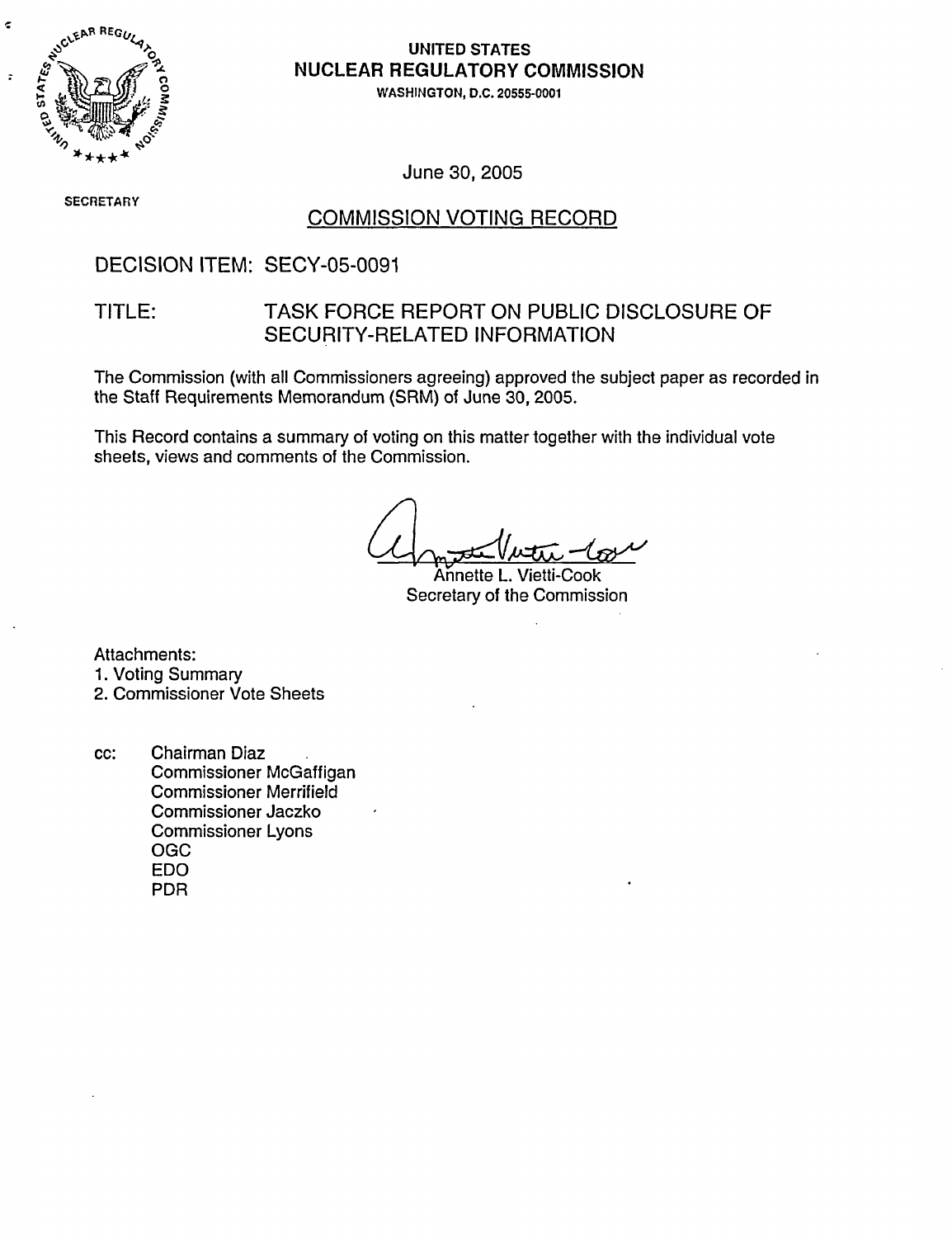**UNITED STATES**
**NUCLEAR REGULATORY COMMISSION**
WASHINGTON, D.C. 20555-0001

June 30, 2005

SECRETARY

## COMMISSION VOTING RECORD

DECISION ITEM: SECY-05-0091

TITLE: TASK FORCE REPORT ON PUBLIC DISCLOSURE OF SECURITY-RELATED INFORMATION

The Commission (with all Commissioners agreeing) approved the subject paper as recorded in the Staff Requirements Memorandum (SRM) of June 30, 2005.

This Record contains a summary of voting on this matter together with the individual vote sheets, views and comments of the Commission.

Annette L. Vietti-Cook
Secretary of the Commission

Attachments:
1. Voting Summary
2. Commissioner Vote Sheets

cc: Chairman Diaz
Commissioner McGaffigan
Commissioner Merrifield
Commissioner Jaczko
Commissioner Lyons
OGC
EDO
PDR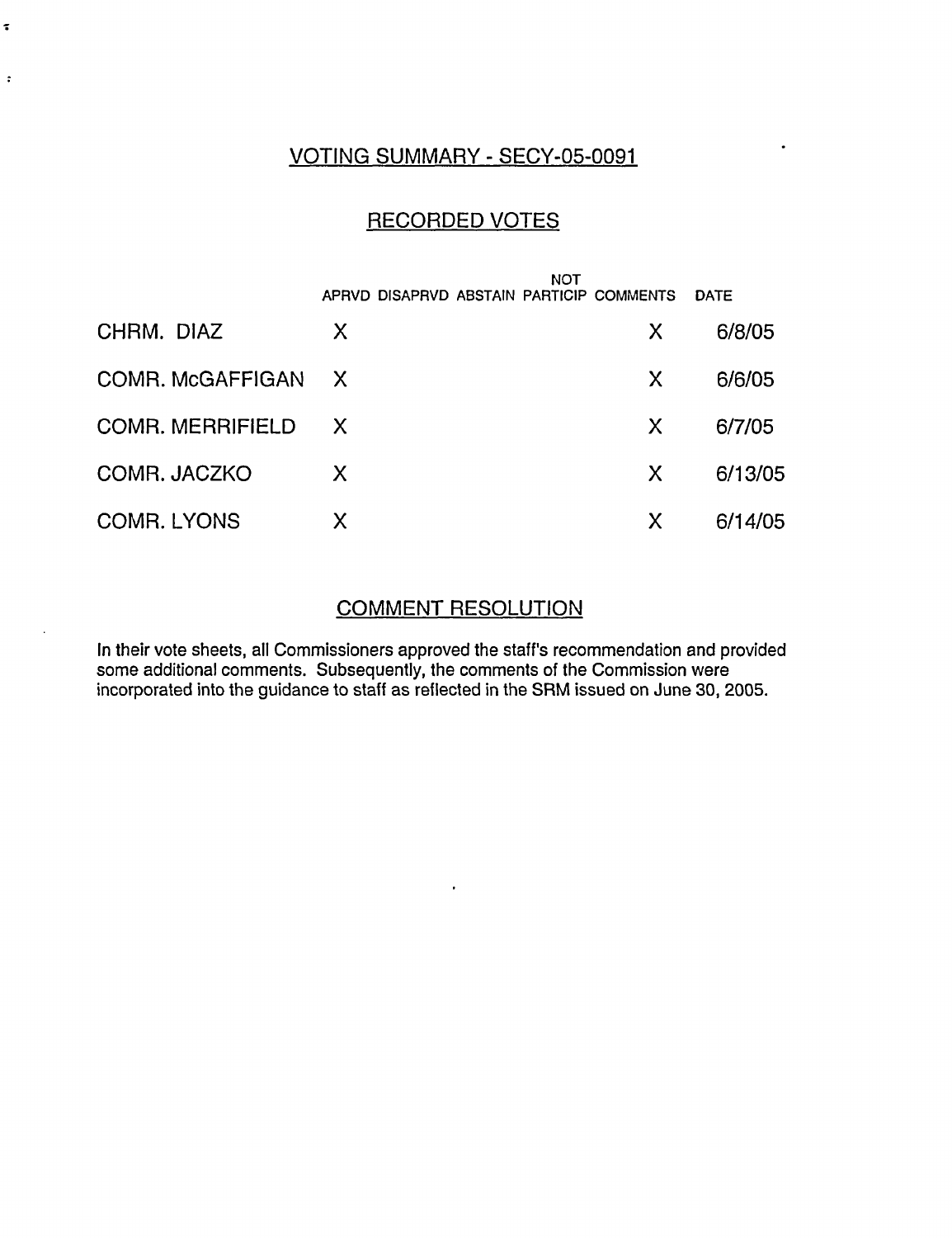## VOTING SUMMARY - SECY-05-0091

### RECORDED VOTES

| | APRVD | DISAPRVD | ABSTAIN | NOT PARTICIP | COMMENTS | DATE |
|---|---|---|---|---|---|---|
| CHRM. DIAZ | X | | | | X | 6/8/05 |
| COMR. McGAFFIGAN | X | | | | X | 6/6/05 |
| COMR. MERRIFIELD | X | | | | X | 6/7/05 |
| COMR. JACZKO | X | | | | X | 6/13/05 |
| COMR. LYONS | X | | | | X | 6/14/05 |

### COMMENT RESOLUTION

In their vote sheets, all Commissioners approved the staff's recommendation and provided some additional comments. Subsequently, the comments of the Commission were incorporated into the guidance to staff as reflected in the SRM issued on June 30, 2005.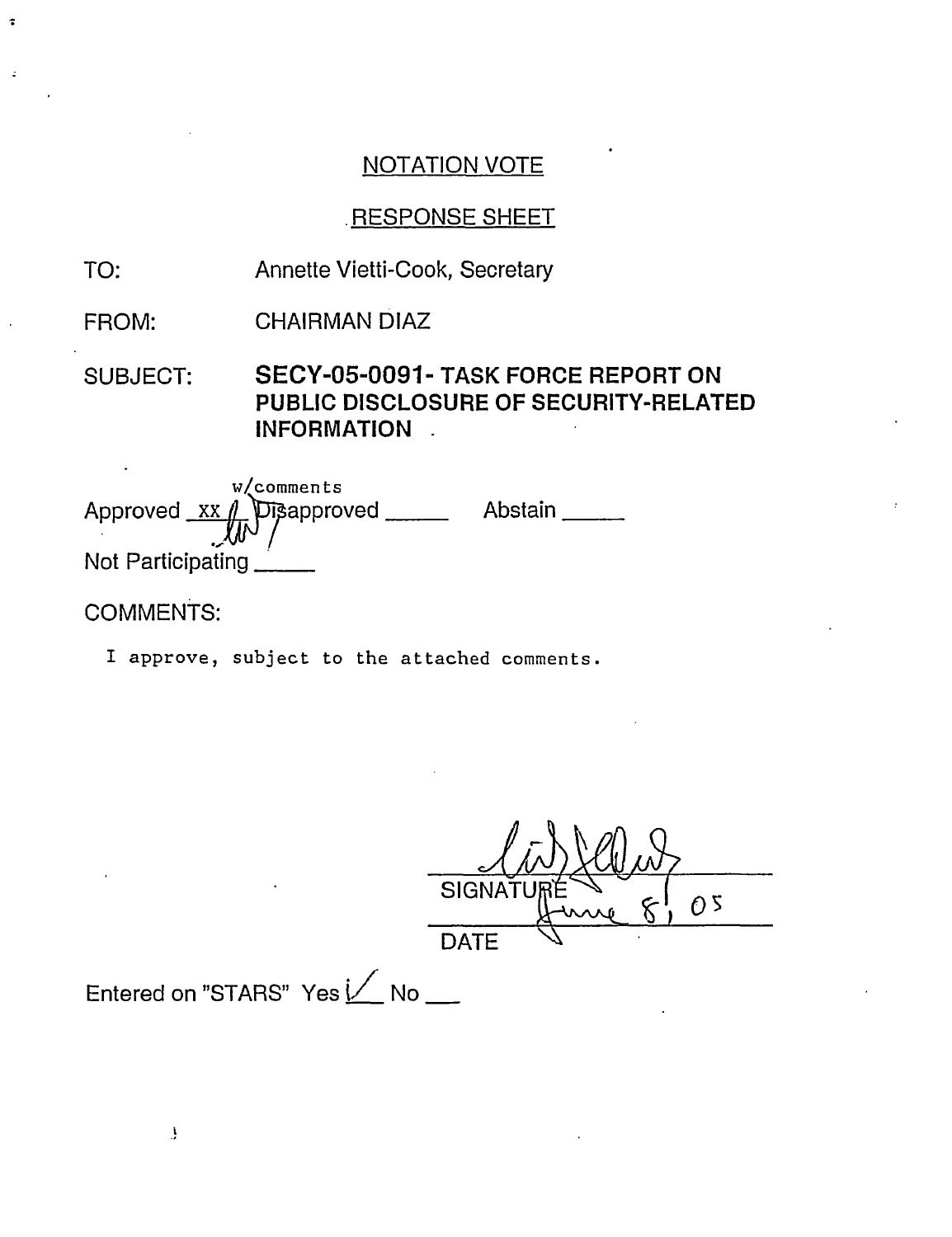NOTATION VOTE

RESPONSE SHEET

TO: Annette Vietti-Cook, Secretary

FROM: CHAIRMAN DIAZ

SUBJECT: **SECY-05-0091- TASK FORCE REPORT ON PUBLIC DISCLOSURE OF SECURITY-RELATED INFORMATION**

Approved XX w/comments Disapproved \_\_\_\_\_ Abstain \_\_\_\_\_

Not Participating \_\_\_\_\_

COMMENTS:

I approve, subject to the attached comments.

SIGNATURE

June 8, 05

DATE

Entered on "STARS" Yes ✓ No \_\_\_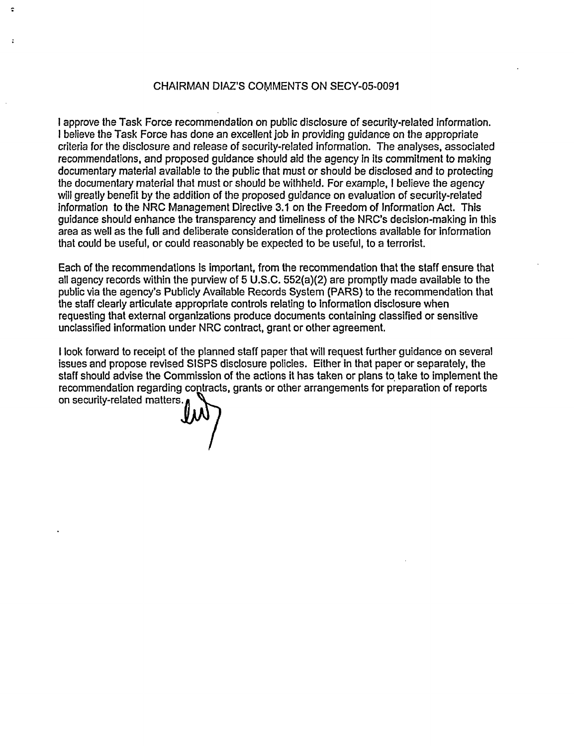# CHAIRMAN DIAZ'S COMMENTS ON SECY-05-0091

I approve the Task Force recommendation on public disclosure of security-related information. I believe the Task Force has done an excellent job in providing guidance on the appropriate criteria for the disclosure and release of security-related information. The analyses, associated recommendations, and proposed guidance should aid the agency in its commitment to making documentary material available to the public that must or should be disclosed and to protecting the documentary material that must or should be withheld. For example, I believe the agency will greatly benefit by the addition of the proposed guidance on evaluation of security-related information to the NRC Management Directive 3.1 on the Freedom of Information Act. This guidance should enhance the transparency and timeliness of the NRC's decision-making in this area as well as the full and deliberate consideration of the protections available for information that could be useful, or could reasonably be expected to be useful, to a terrorist.

Each of the recommendations is important, from the recommendation that the staff ensure that all agency records within the purview of 5 U.S.C. 552(a)(2) are promptly made available to the public via the agency's Publicly Available Records System (PARS) to the recommendation that the staff clearly articulate appropriate controls relating to information disclosure when requesting that external organizations produce documents containing classified or sensitive unclassified information under NRC contract, grant or other agreement.

I look forward to receipt of the planned staff paper that will request further guidance on several issues and propose revised SISPS disclosure policies. Either in that paper or separately, the staff should advise the Commission of the actions it has taken or plans to take to implement the recommendation regarding contracts, grants or other arrangements for preparation of reports on security-related matters.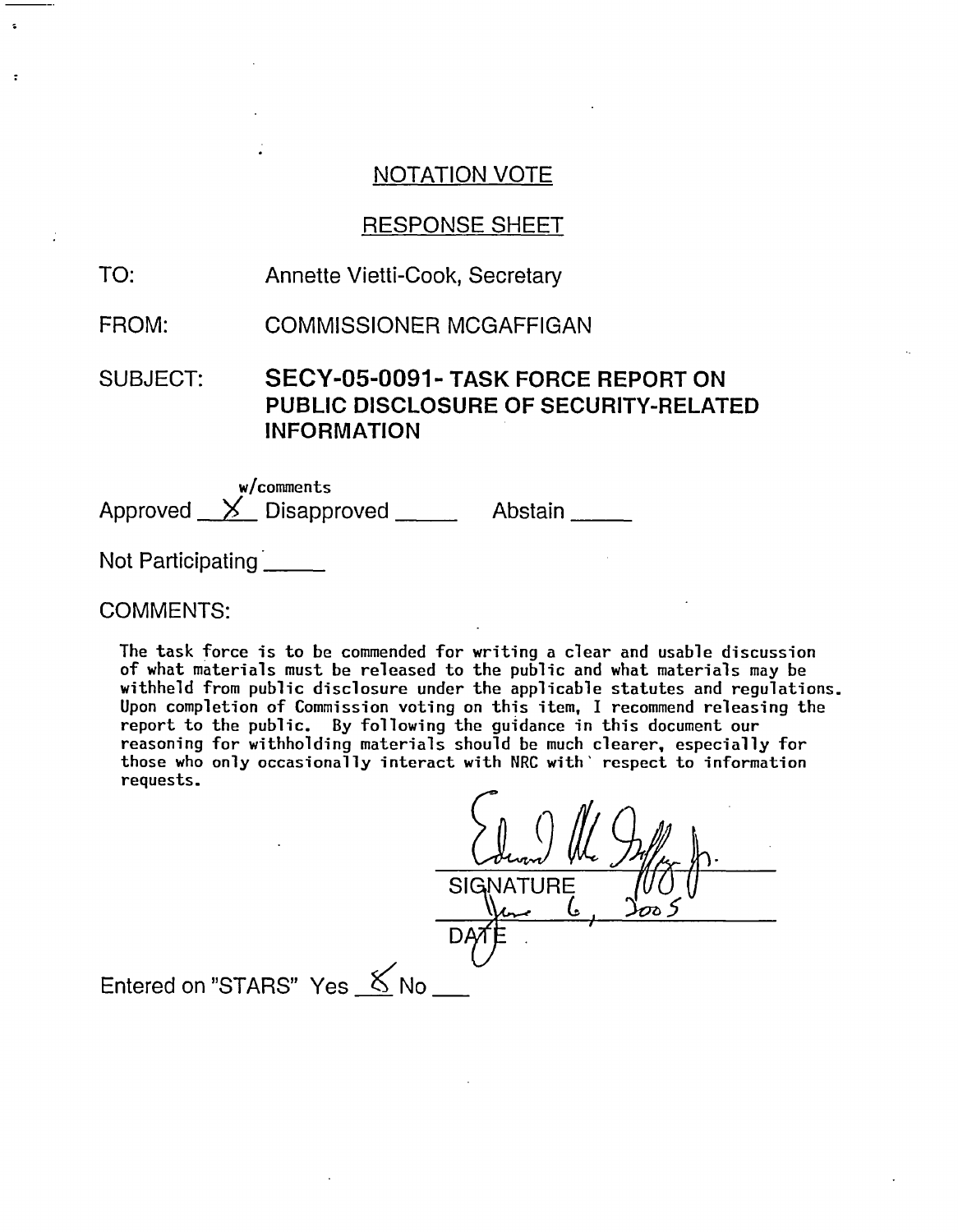## NOTATION VOTE

## RESPONSE SHEET

TO: Annette Vietti-Cook, Secretary

FROM: COMMISSIONER MCGAFFIGAN

SUBJECT: **SECY-05-0091- TASK FORCE REPORT ON PUBLIC DISCLOSURE OF SECURITY-RELATED INFORMATION**

Approved X w/comments Disapproved _____ Abstain _____

Not Participating _____

COMMENTS:

The task force is to be commended for writing a clear and usable discussion of what materials must be released to the public and what materials may be withheld from public disclosure under the applicable statutes and regulations. Upon completion of Commission voting on this item, I recommend releasing the report to the public. By following the guidance in this document our reasoning for withholding materials should be much clearer, especially for those who only occasionally interact with NRC with respect to information requests.

SIGNATURE

June 6, 2005

DATE

Entered on "STARS" Yes X No ___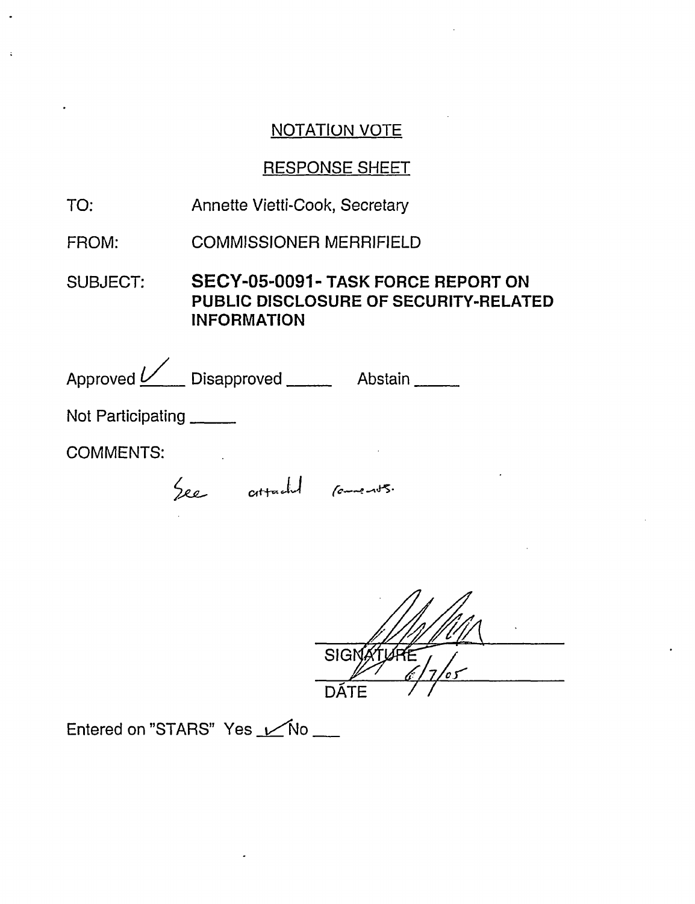NOTATION VOTE

RESPONSE SHEET

TO: Annette Vietti-Cook, Secretary

FROM: COMMISSIONER MERRIFIELD

SUBJECT: **SECY-05-0091- TASK FORCE REPORT ON PUBLIC DISCLOSURE OF SECURITY-RELATED INFORMATION**

Approved ✓ Disapproved _____ Abstain _____

Not Participating _____

COMMENTS:

See attached comments.

SIGNATURE

6/7/05

DATE

Entered on "STARS" Yes ✓ No ___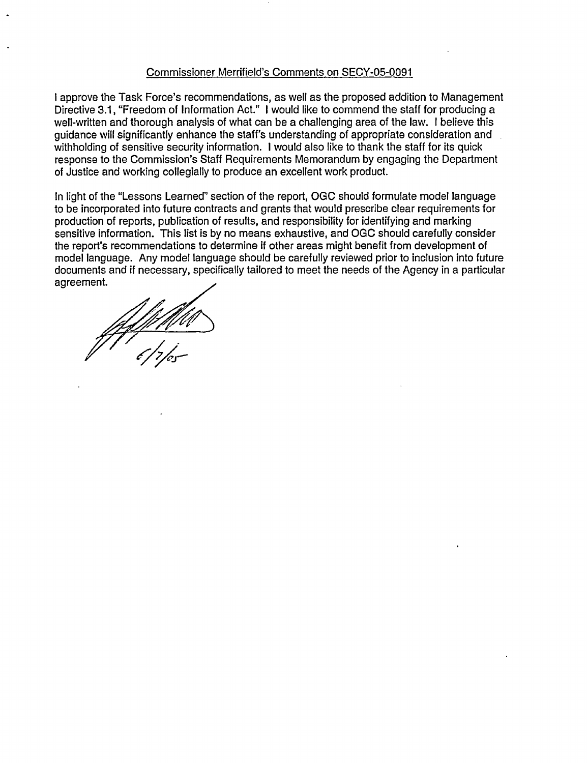Commissioner Merrifield's Comments on SECY-05-0091

I approve the Task Force's recommendations, as well as the proposed addition to Management Directive 3.1, "Freedom of Information Act." I would like to commend the staff for producing a well-written and thorough analysis of what can be a challenging area of the law. I believe this guidance will significantly enhance the staff's understanding of appropriate consideration and withholding of sensitive security information. I would also like to thank the staff for its quick response to the Commission's Staff Requirements Memorandum by engaging the Department of Justice and working collegially to produce an excellent work product.

In light of the "Lessons Learned" section of the report, OGC should formulate model language to be incorporated into future contracts and grants that would prescribe clear requirements for production of reports, publication of results, and responsibility for identifying and marking sensitive information. This list is by no means exhaustive, and OGC should carefully consider the report's recommendations to determine if other areas might benefit from development of model language. Any model language should be carefully reviewed prior to inclusion into future documents and if necessary, specifically tailored to meet the needs of the Agency in a particular agreement.

6/7/05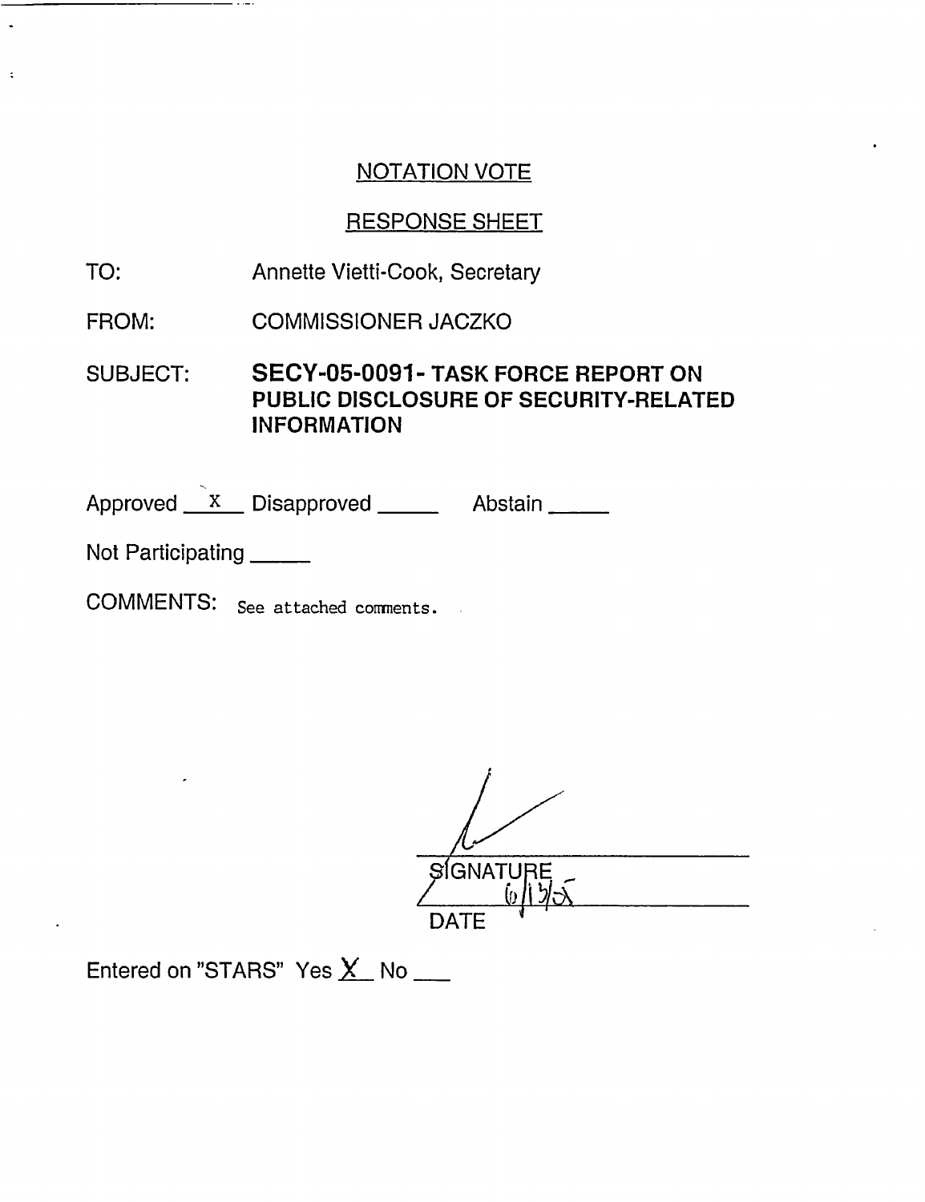## NOTATION VOTE

## RESPONSE SHEET

TO: Annette Vietti-Cook, Secretary

FROM: COMMISSIONER JACZKO

SUBJECT: **SECY-05-0091- TASK FORCE REPORT ON PUBLIC DISCLOSURE OF SECURITY-RELATED INFORMATION**

Approved __X__ Disapproved _____ Abstain _____

Not Participating _____

COMMENTS: See attached comments.

SIGNATURE

6/13/05

DATE

Entered on "STARS" Yes X No ___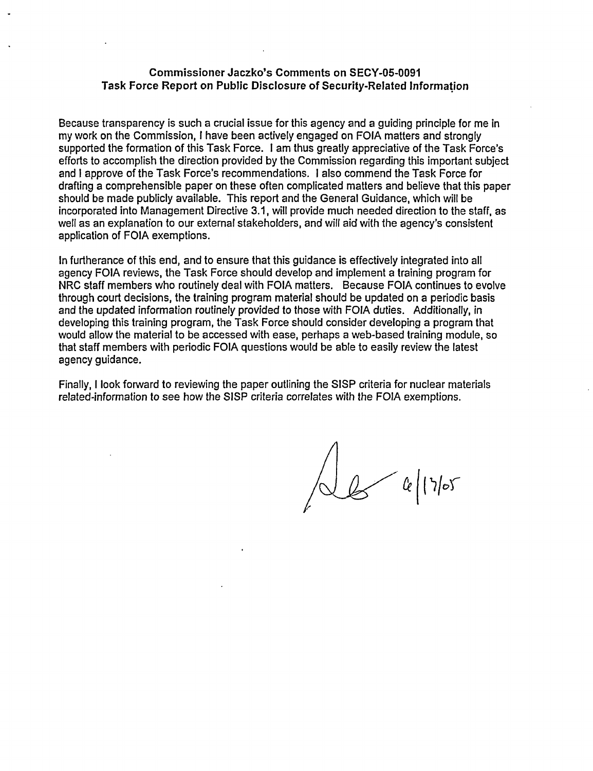**Commissioner Jaczko's Comments on SECY-05-0091**
**Task Force Report on Public Disclosure of Security-Related Information**

Because transparency is such a crucial issue for this agency and a guiding principle for me in my work on the Commission, I have been actively engaged on FOIA matters and strongly supported the formation of this Task Force. I am thus greatly appreciative of the Task Force's efforts to accomplish the direction provided by the Commission regarding this important subject and I approve of the Task Force's recommendations. I also commend the Task Force for drafting a comprehensible paper on these often complicated matters and believe that this paper should be made publicly available. This report and the General Guidance, which will be incorporated into Management Directive 3.1, will provide much needed direction to the staff, as well as an explanation to our external stakeholders, and will aid with the agency's consistent application of FOIA exemptions.

In furtherance of this end, and to ensure that this guidance is effectively integrated into all agency FOIA reviews, the Task Force should develop and implement a training program for NRC staff members who routinely deal with FOIA matters. Because FOIA continues to evolve through court decisions, the training program material should be updated on a periodic basis and the updated information routinely provided to those with FOIA duties. Additionally, in developing this training program, the Task Force should consider developing a program that would allow the material to be accessed with ease, perhaps a web-based training module, so that staff members with periodic FOIA questions would be able to easily review the latest agency guidance.

Finally, I look forward to reviewing the paper outlining the SISP criteria for nuclear materials related-information to see how the SISP criteria correlates with the FOIA exemptions.

6/17/05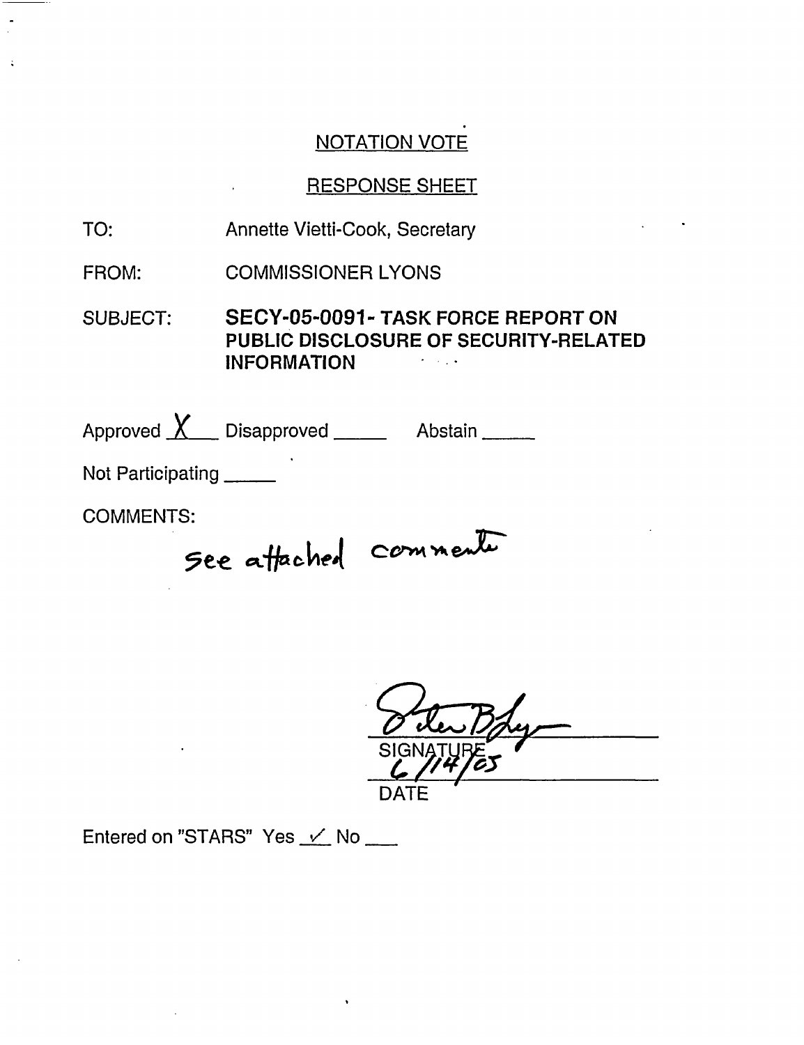## NOTATION VOTE

## RESPONSE SHEET

TO: Annette Vietti-Cook, Secretary

FROM: COMMISSIONER LYONS

SUBJECT: **SECY-05-0091- TASK FORCE REPORT ON PUBLIC DISCLOSURE OF SECURITY-RELATED INFORMATION**

Approved X Disapproved ____ Abstain ____

Not Participating ____

COMMENTS:

see attached comments

SIGNATURE

6/14/05

DATE

Entered on "STARS" Yes ✓ No ___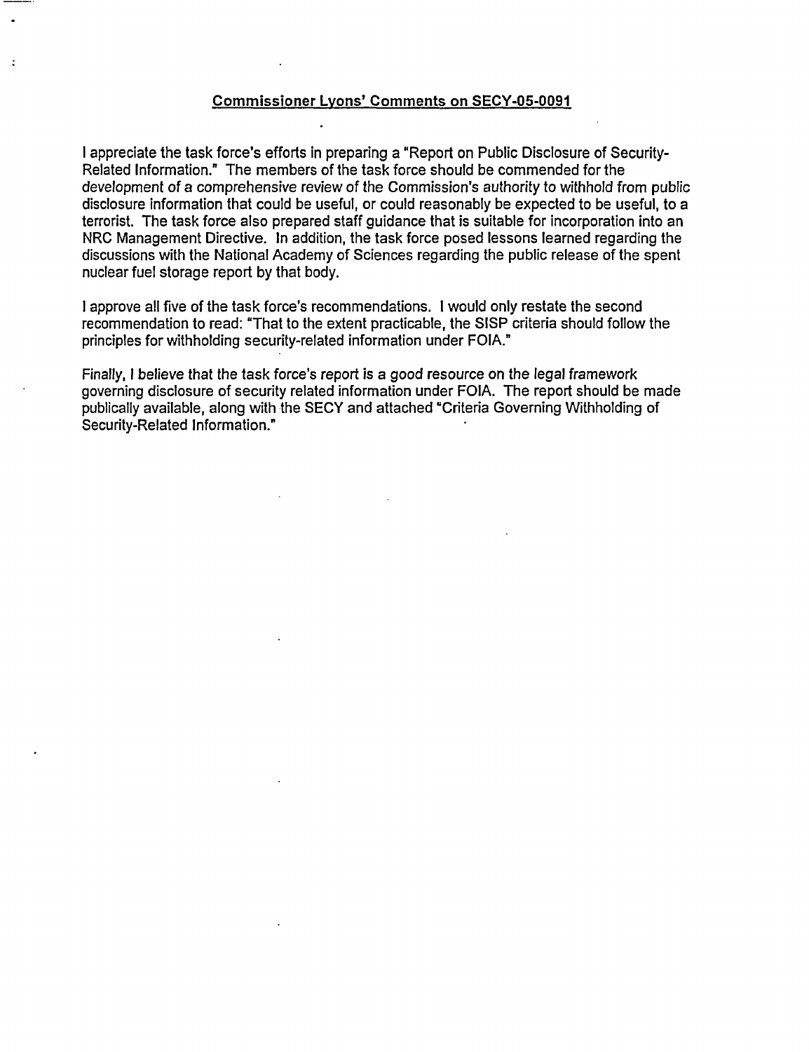## Commissioner Lyons' Comments on SECY-05-0091

I appreciate the task force's efforts in preparing a "Report on Public Disclosure of Security-Related Information." The members of the task force should be commended for the development of a comprehensive review of the Commission's authority to withhold from public disclosure information that could be useful, or could reasonably be expected to be useful, to a terrorist. The task force also prepared staff guidance that is suitable for incorporation into an NRC Management Directive. In addition, the task force posed lessons learned regarding the discussions with the National Academy of Sciences regarding the public release of the spent nuclear fuel storage report by that body.

I approve all five of the task force's recommendations. I would only restate the second recommendation to read: "That to the extent practicable, the SISP criteria should follow the principles for withholding security-related information under FOIA."

Finally, I believe that the task force's report is a good resource on the legal framework governing disclosure of security related information under FOIA. The report should be made publically available, along with the SECY and attached "Criteria Governing Withholding of Security-Related Information."